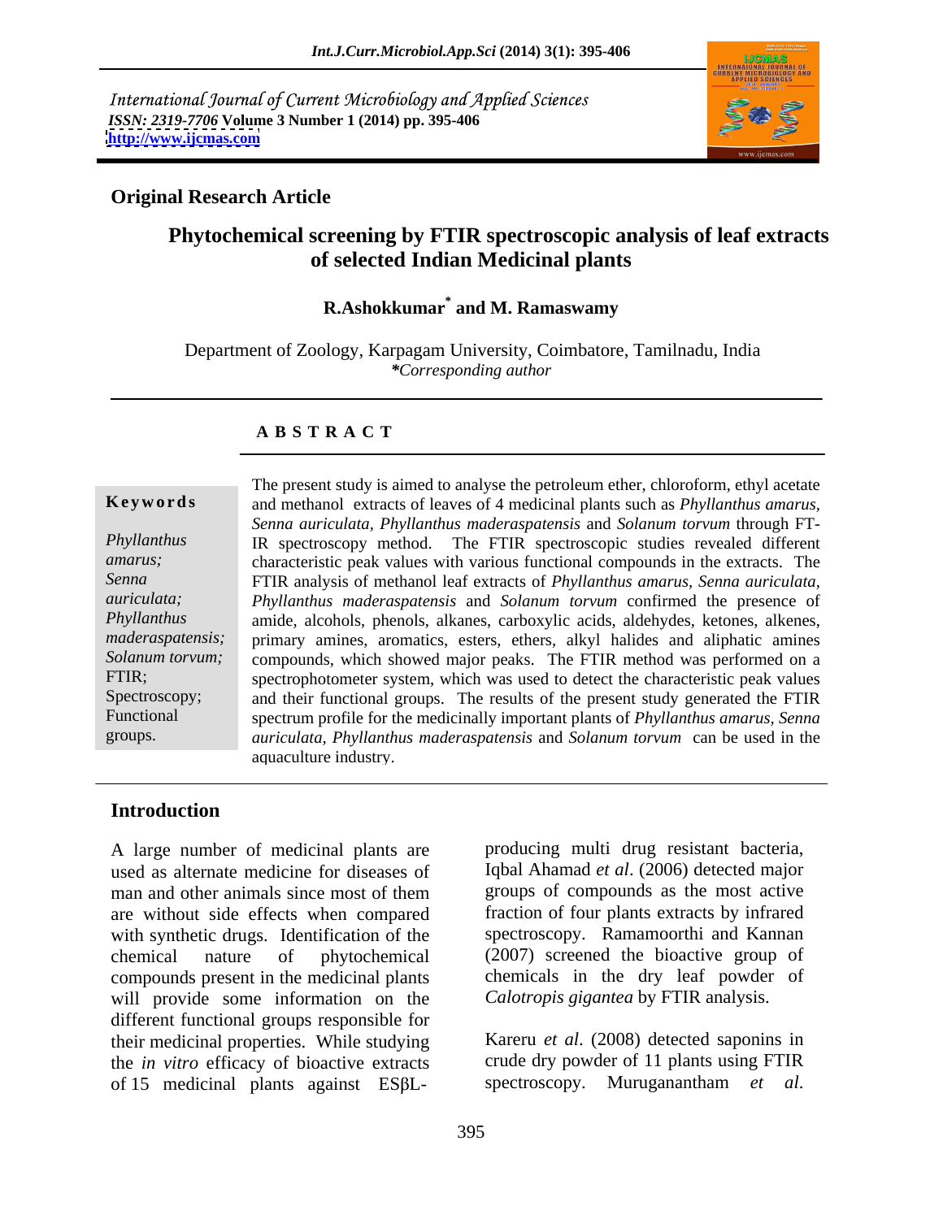International Journal of Current Microbiology and Applied Sciences
*ISSN: 2319-7706* **Volume 3 Number 1 (2014) pp. 395-406**
**http://www.ijcmas.com**

**Original Research Article**

# Phytochemical screening by FTIR spectroscopic analysis of leaf extracts of selected Indian Medicinal plants

**R.Ashokkumar* and M. Ramaswamy**

Department of Zoology, Karpagam University, Coimbatore, Tamilnadu, India
*Corresponding author*

**A B S T R A C T**

**Keywords**

*Phyllanthus amarus; Senna auriculata; Phyllanthus maderaspatensis; Solanum torvum;* FTIR; Spectroscopy; Functional groups.

The present study is aimed to analyse the petroleum ether, chloroform, ethyl acetate and methanol extracts of leaves of 4 medicinal plants such as *Phyllanthus amarus*, *Senna auriculata*, *Phyllanthus maderaspatensis* and *Solanum torvum* through FT-IR spectroscopy method. The FTIR spectroscopic studies revealed different characteristic peak values with various functional compounds in the extracts. The FTIR analysis of methanol leaf extracts of *Phyllanthus amarus*, *Senna auriculata, Phyllanthus maderaspatensis* and *Solanum torvum* confirmed the presence of amide, alcohols, phenols, alkanes, carboxylic acids, aldehydes, ketones, alkenes, primary amines, aromatics, esters, ethers, alkyl halides and aliphatic amines compounds, which showed major peaks. The FTIR method was performed on a spectrophotometer system, which was used to detect the characteristic peak values and their functional groups. The results of the present study generated the FTIR spectrum profile for the medicinally important plants of *Phyllanthus amarus, Senna auriculata, Phyllanthus maderaspatensis* and *Solanum torvum* can be used in the aquaculture industry.

## Introduction

A large number of medicinal plants are used as alternate medicine for diseases of man and other animals since most of them are without side effects when compared with synthetic drugs. Identification of the chemical nature of phytochemical compounds present in the medicinal plants will provide some information on the different functional groups responsible for their medicinal properties. While studying the *in vitro* efficacy of bioactive extracts of 15 medicinal plants against ESβL-producing multi drug resistant bacteria, Iqbal Ahamad *et al*. (2006) detected major groups of compounds as the most active fraction of four plants extracts by infrared spectroscopy. Ramamoorthi and Kannan (2007) screened the bioactive group of chemicals in the dry leaf powder of *Calotropis gigantea* by FTIR analysis.

Kareru *et al*. (2008) detected saponins in crude dry powder of 11 plants using FTIR spectroscopy. Muruganantham *et al*.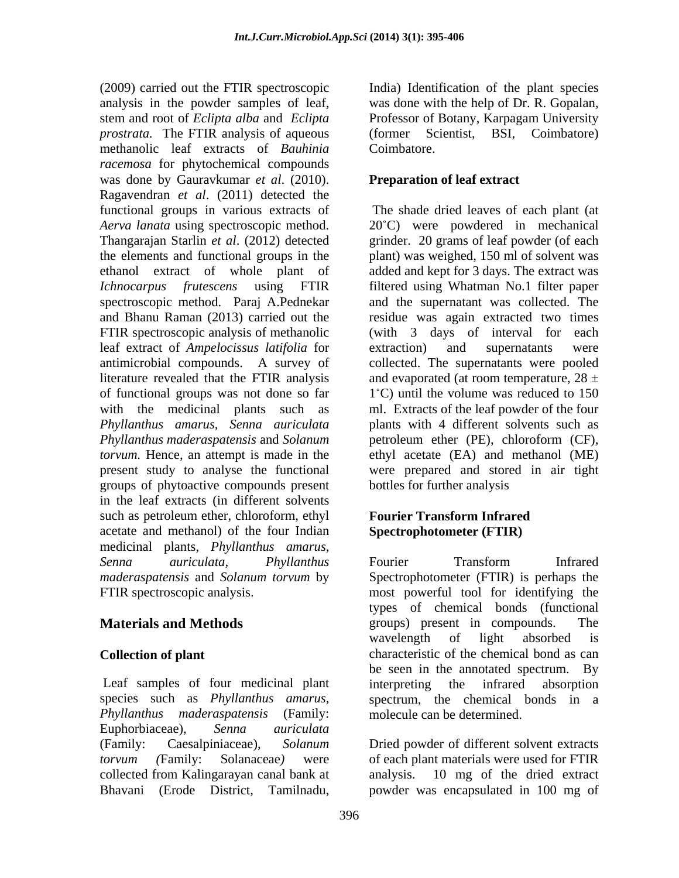(2009) carried out the FTIR spectroscopic analysis in the powder samples of leaf, stem and root of *Eclipta alba* and *Eclipta prostrata*. The FTIR analysis of aqueous methanolic leaf extracts of *Bauhinia racemosa* for phytochemical compounds was done by Gauravkumar *et al*. (2010). Ragavendran *et al*. (2011) detected the functional groups in various extracts of *Aerva lanata* using spectroscopic method. Thangarajan Starlin *et al*. (2012) detected the elements and functional groups in the ethanol extract of whole plant of *Ichnocarpus frutescens* using FTIR spectroscopic method. Paraj A.Pednekar and Bhanu Raman (2013) carried out the FTIR spectroscopic analysis of methanolic leaf extract of *Ampelocissus latifolia* for antimicrobial compounds. A survey of literature revealed that the FTIR analysis of functional groups was not done so far with the medicinal plants such as *Phyllanthus amarus*, *Senna auriculata* *Phyllanthus maderaspatensis* and *Solanum torvum.* Hence, an attempt is made in the present study to analyse the functional groups of phytoactive compounds present in the leaf extracts (in different solvents such as petroleum ether, chloroform, ethyl acetate and methanol) of the four Indian medicinal plants, *Phyllanthus amarus*, *Senna auriculata*, *Phyllanthus maderaspatensis* and *Solanum torvum* by FTIR spectroscopic analysis.

## Materials and Methods

### Collection of plant

Leaf samples of four medicinal plant species such as *Phyllanthus amarus*, *Phyllanthus maderaspatensis* (Family: Euphorbiaceae), *Senna auriculata* (Family: Caesalpiniaceae), *Solanum torvum* (Family: Solanaceae) were collected from Kalingarayan canal bank at Bhavani (Erode District, Tamilnadu, India) Identification of the plant species was done with the help of Dr. R. Gopalan, Professor of Botany, Karpagam University (former Scientist, BSI, Coimbatore) Coimbatore.

### Preparation of leaf extract

The shade dried leaves of each plant (at 20˚C) were powdered in mechanical grinder. 20 grams of leaf powder (of each plant) was weighed, 150 ml of solvent was added and kept for 3 days. The extract was filtered using Whatman No.1 filter paper and the supernatant was collected. The residue was again extracted two times (with 3 days of interval for each extraction) and supernatants were collected. The supernatants were pooled and evaporated (at room temperature, $28 \pm 1$˚C) until the volume was reduced to 150 ml. Extracts of the leaf powder of the four plants with 4 different solvents such as petroleum ether (PE), chloroform (CF), ethyl acetate (EA) and methanol (ME) were prepared and stored in air tight bottles for further analysis

### Fourier Transform Infrared Spectrophotometer (FTIR)

Fourier Transform Infrared Spectrophotometer (FTIR) is perhaps the most powerful tool for identifying the types of chemical bonds (functional groups) present in compounds. The wavelength of light absorbed is characteristic of the chemical bond as can be seen in the annotated spectrum. By interpreting the infrared absorption spectrum, the chemical bonds in a molecule can be determined.

Dried powder of different solvent extracts of each plant materials were used for FTIR analysis. 10 mg of the dried extract powder was encapsulated in 100 mg of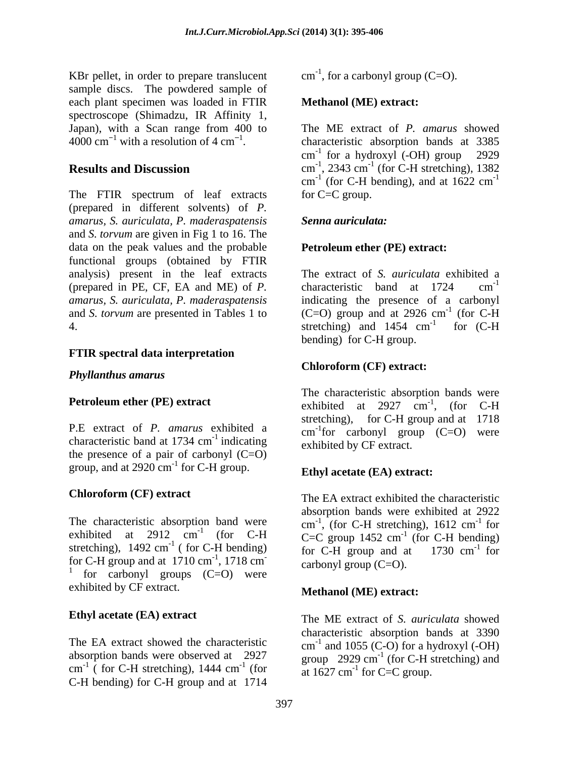KBr pellet, in order to prepare translucent sample discs. The powdered sample of each plant specimen was loaded in FTIR spectroscope (Shimadzu, IR Affinity 1, Japan), with a Scan range from 400 to 4000 $cm^{-1}$ with a resolution of 4 $cm^{-1}$.

## Results and Discussion

The FTIR spectrum of leaf extracts (prepared in different solvents) of *P. amarus*, *S. auriculata*, *P. maderaspatensis* and *S. torvum* are given in Fig 1 to 16. The data on the peak values and the probable functional groups (obtained by FTIR analysis) present in the leaf extracts (prepared in PE, CF, EA and ME) of *P. amarus*, *S. auriculata*, *P. maderaspatensis* and *S. torvum* are presented in Tables 1 to 4.

### FTIR spectral data interpretation

#### *Phyllanthus amarus*

**Petroleum ether (PE) extract**

P.E extract of *P. amarus* exhibited a characteristic band at 1734 $cm^{-1}$ indicating the presence of a pair of carbonyl (C=O) group, and at 2920 $cm^{-1}$ for C-H group.

**Chloroform (CF) extract**

The characteristic absorption band were exhibited at 2912 $cm^{-1}$ (for C-H stretching), 1492 $cm^{-1}$ ( for C-H bending) for C-H group and at 1710 $cm^{-1}$, 1718 $cm^{-1}$ for carbonyl groups (C=O) were exhibited by CF extract.

**Ethyl acetate (EA) extract**

The EA extract showed the characteristic absorption bands were observed at 2927 $cm^{-1}$ ( for C-H stretching), 1444 $cm^{-1}$ (for C-H bending) for C-H group and at 1714 $cm^{-1}$, for a carbonyl group (C=O).

**Methanol (ME) extract:**

The ME extract of *P. amarus* showed characteristic absorption bands at 3385 $cm^{-1}$ for a hydroxyl (-OH) group 2929 $cm^{-1}$, 2343 $cm^{-1}$ (for C-H stretching), 1382 $cm^{-1}$ (for C-H bending), and at 1622 $cm^{-1}$ for C=C group.

#### *Senna auriculata:*

**Petroleum ether (PE) extract:**

The extract of *S. auriculata* exhibited a characteristic band at 1724 $cm^{-1}$ indicating the presence of a carbonyl (C=O) group and at 2926 $cm^{-1}$ (for C-H stretching) and 1454 $cm^{-1}$ for (C-H bending) for C-H group.

**Chloroform (CF) extract:**

The characteristic absorption bands were exhibited at 2927 $cm^{-1}$, (for C-H stretching), for C-H group and at 1718 $cm^{-1}$for carbonyl group (C=O) were exhibited by CF extract.

**Ethyl acetate (EA) extract:**

The EA extract exhibited the characteristic absorption bands were exhibited at 2922 $cm^{-1}$, (for C-H stretching), 1612 $cm^{-1}$ for C=C group 1452 $cm^{-1}$ (for C-H bending) for C-H group and at 1730 $cm^{-1}$ for carbonyl group (C=O).

**Methanol (ME) extract:**

The ME extract of *S. auriculata* showed characteristic absorption bands at 3390 $cm^{-1}$ and 1055 (C-O) for a hydroxyl (-OH) group 2929 $cm^{-1}$ (for C-H stretching) and at 1627 $cm^{-1}$ for C=C group.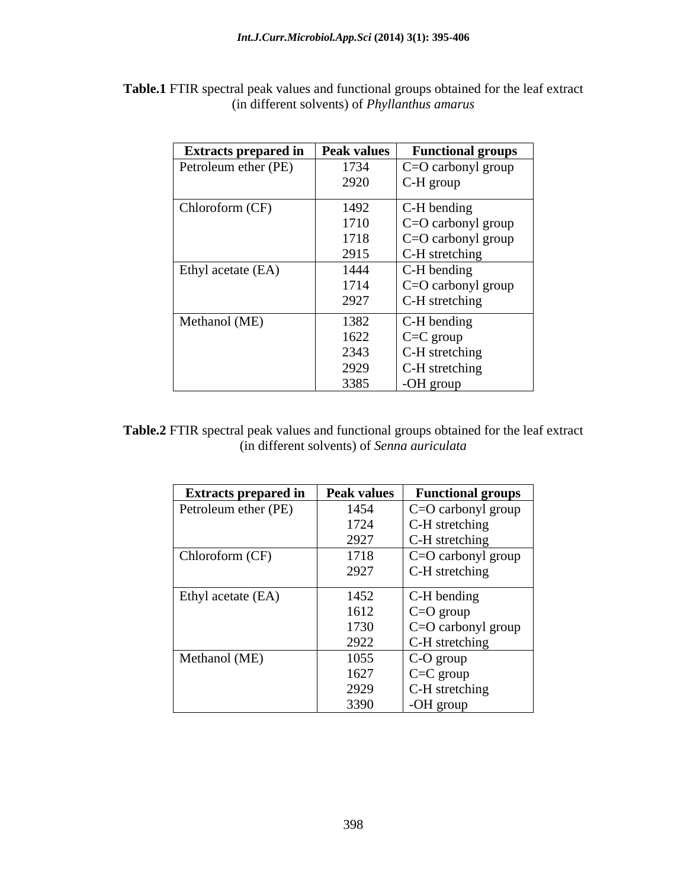**Table.1** FTIR spectral peak values and functional groups obtained for the leaf extract (in different solvents) of *Phyllanthus amarus*

| Extracts prepared in | Peak values | Functional groups |
|---|---|---|
| Petroleum ether (PE) | 1734 | C=O carbonyl group |
| | 2920 | C-H group |
| Chloroform (CF) | 1492 | C-H bending |
| | 1710 | C=O carbonyl group |
| | 1718 | C=O carbonyl group |
| | 2915 | C-H stretching |
| Ethyl acetate (EA) | 1444 | C-H bending |
| | 1714 | C=O carbonyl group |
| | 2927 | C-H stretching |
| Methanol (ME) | 1382 | C-H bending |
| | 1622 | C=C group |
| | 2343 | C-H stretching |
| | 2929 | C-H stretching |
| | 3385 | -OH group |

**Table.2** FTIR spectral peak values and functional groups obtained for the leaf extract (in different solvents) of *Senna auriculata*

| Extracts prepared in | Peak values | Functional groups |
|---|---|---|
| Petroleum ether (PE) | 1454 | C=O carbonyl group |
| | 1724 | C-H stretching |
| | 2927 | C-H stretching |
| Chloroform (CF) | 1718 | C=O carbonyl group |
| | 2927 | C-H stretching |
| Ethyl acetate (EA) | 1452 | C-H bending |
| | 1612 | C=O group |
| | 1730 | C=O carbonyl group |
| | 2922 | C-H stretching |
| Methanol (ME) | 1055 | C-O group |
| | 1627 | C=C group |
| | 2929 | C-H stretching |
| | 3390 | -OH group |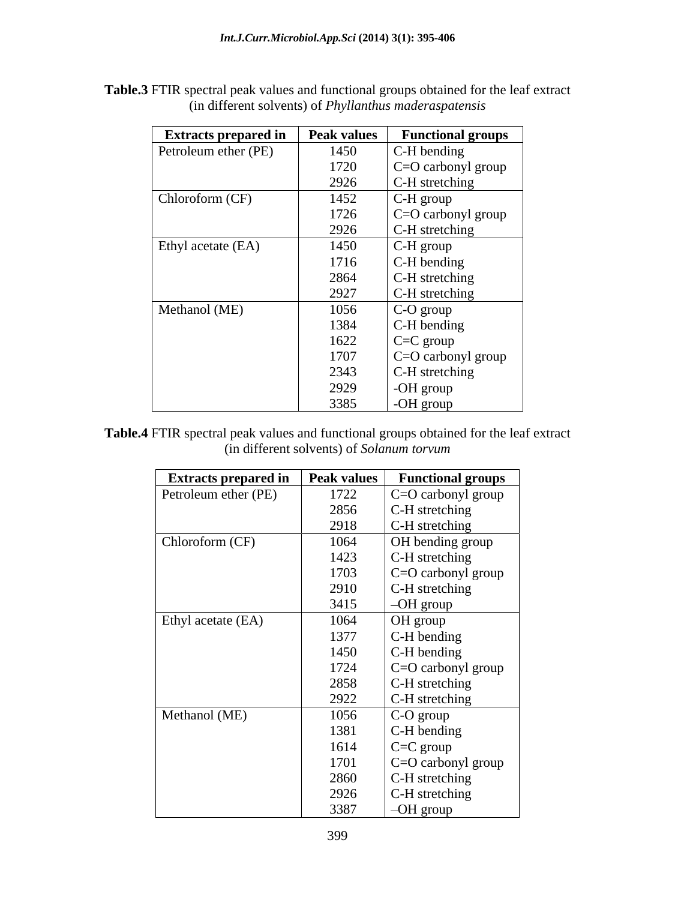**Table.3** FTIR spectral peak values and functional groups obtained for the leaf extract (in different solvents) of *Phyllanthus maderaspatensis*

| Extracts prepared in | Peak values | Functional groups |
| --- | --- | --- |
| Petroleum ether (PE) | 1450 | C-H bending |
| | 1720 | C=O carbonyl group |
| | 2926 | C-H stretching |
| Chloroform (CF) | 1452 | C-H group |
| | 1726 | C=O carbonyl group |
| | 2926 | C-H stretching |
| Ethyl acetate (EA) | 1450 | C-H group |
| | 1716 | C-H bending |
| | 2864 | C-H stretching |
| | 2927 | C-H stretching |
| Methanol (ME) | 1056 | C-O group |
| | 1384 | C-H bending |
| | 1622 | C=C group |
| | 1707 | C=O carbonyl group |
| | 2343 | C-H stretching |
| | 2929 | -OH group |
| | 3385 | -OH group |

**Table.4** FTIR spectral peak values and functional groups obtained for the leaf extract (in different solvents) of *Solanum torvum*

| Extracts prepared in | Peak values | Functional groups |
| --- | --- | --- |
| Petroleum ether (PE) | 1722 | C=O carbonyl group |
| | 2856 | C-H stretching |
| | 2918 | C-H stretching |
| Chloroform (CF) | 1064 | OH bending group |
| | 1423 | C-H stretching |
| | 1703 | C=O carbonyl group |
| | 2910 | C-H stretching |
| | 3415 | –OH group |
| Ethyl acetate (EA) | 1064 | OH group |
| | 1377 | C-H bending |
| | 1450 | C-H bending |
| | 1724 | C=O carbonyl group |
| | 2858 | C-H stretching |
| | 2922 | C-H stretching |
| Methanol (ME) | 1056 | C-O group |
| | 1381 | C-H bending |
| | 1614 | C=C group |
| | 1701 | C=O carbonyl group |
| | 2860 | C-H stretching |
| | 2926 | C-H stretching |
| | 3387 | –OH group |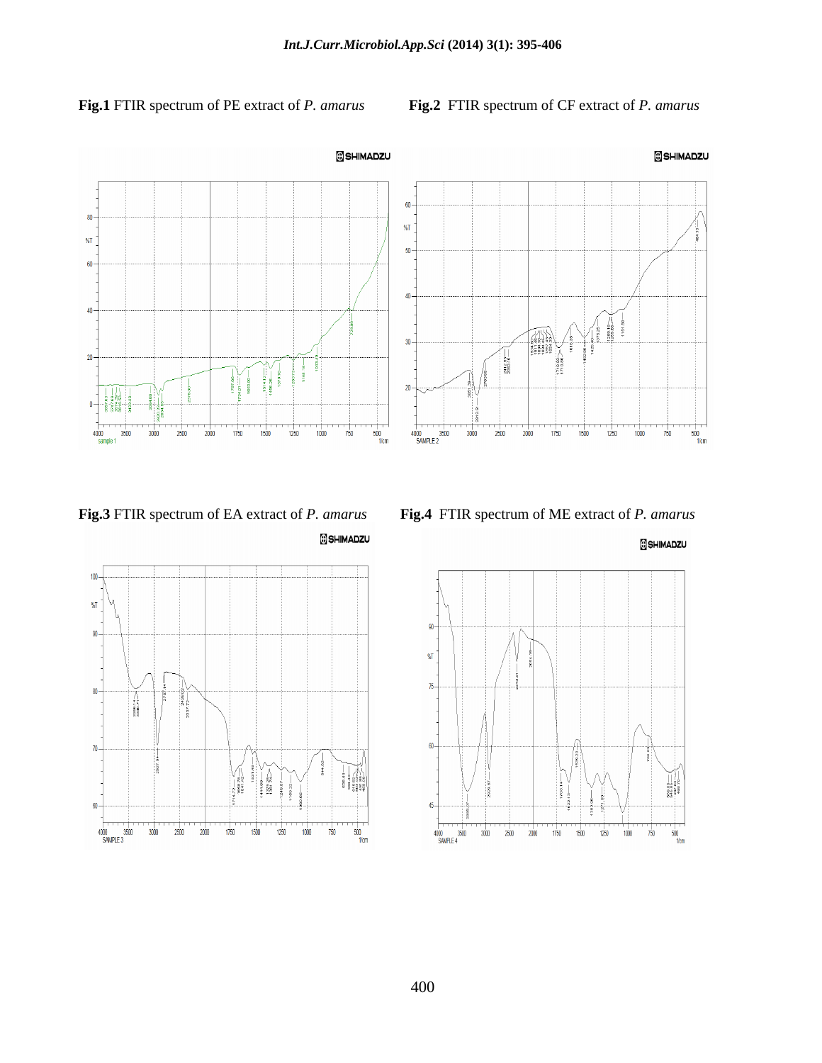**Fig.1** FTIR spectrum of PE extract of *P. amarus*

**Fig.2** FTIR spectrum of CF extract of *P. amarus*

**Fig.3** FTIR spectrum of EA extract of *P. amarus*

**Fig.4** FTIR spectrum of ME extract of *P. amarus*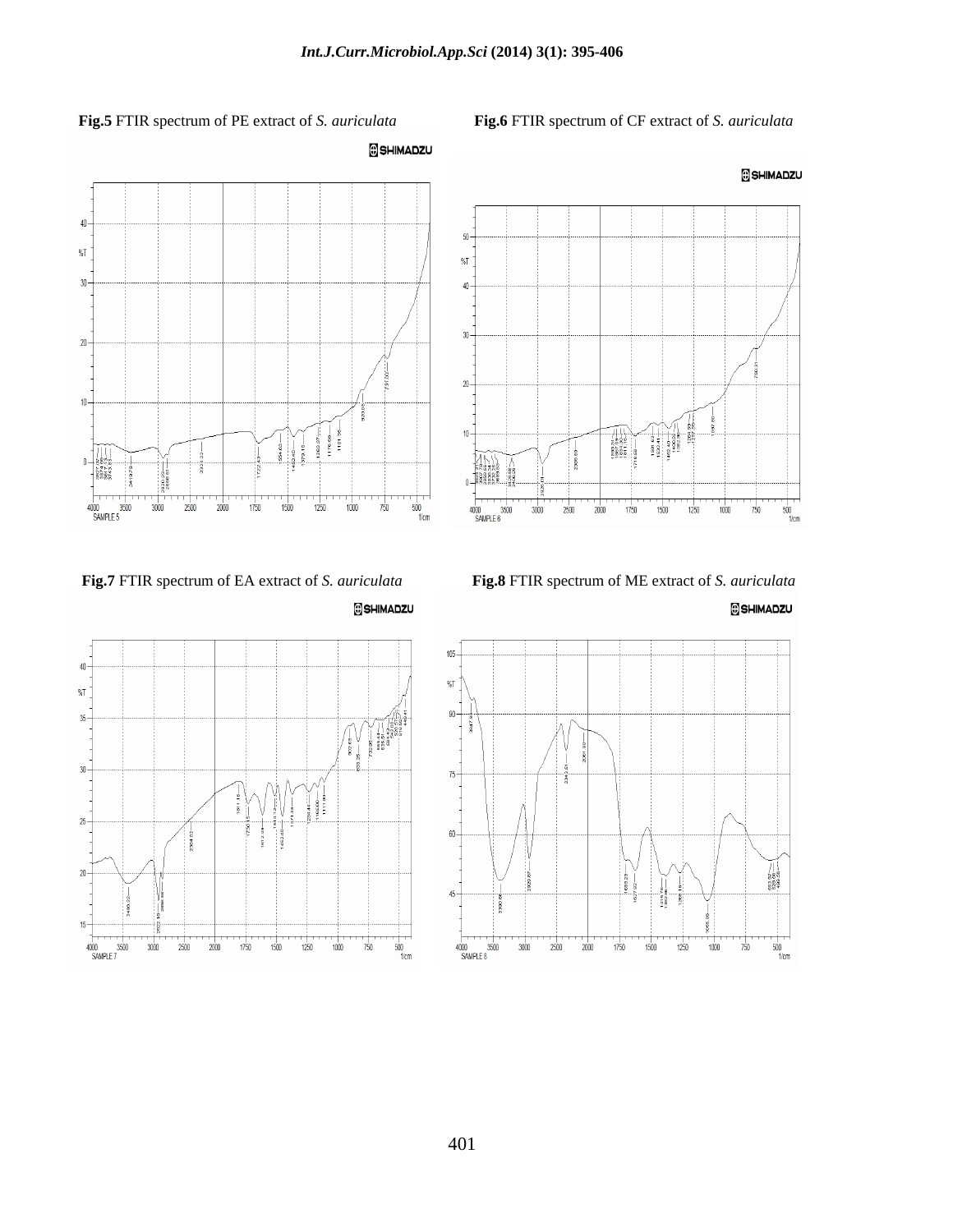**Fig.5** FTIR spectrum of PE extract of *S. auriculata*

**Fig.6** FTIR spectrum of CF extract of *S. auriculata*

**Fig.7** FTIR spectrum of EA extract of *S. auriculata*

**Fig.8** FTIR spectrum of ME extract of *S. auriculata*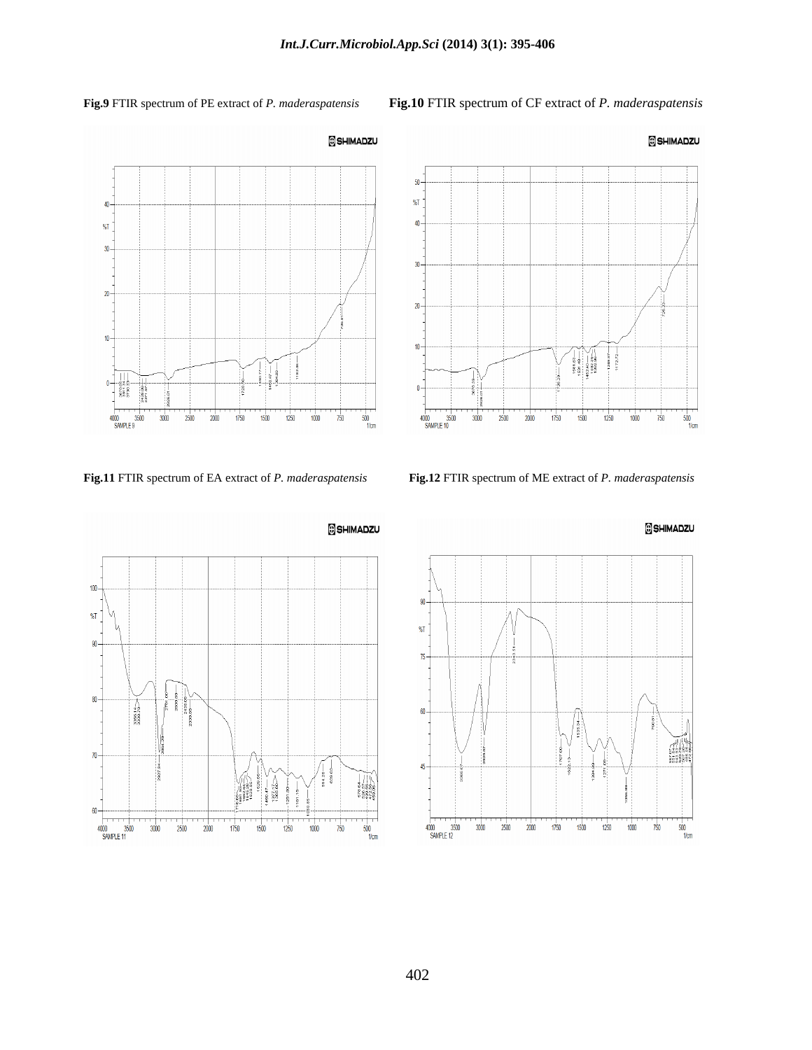**Fig.9** FTIR spectrum of PE extract of *P. maderaspatensis*

**Fig.10** FTIR spectrum of CF extract of *P. maderaspatensis*

**Fig.11** FTIR spectrum of EA extract of *P. maderaspatensis*

**Fig.12** FTIR spectrum of ME extract of *P. maderaspatensis*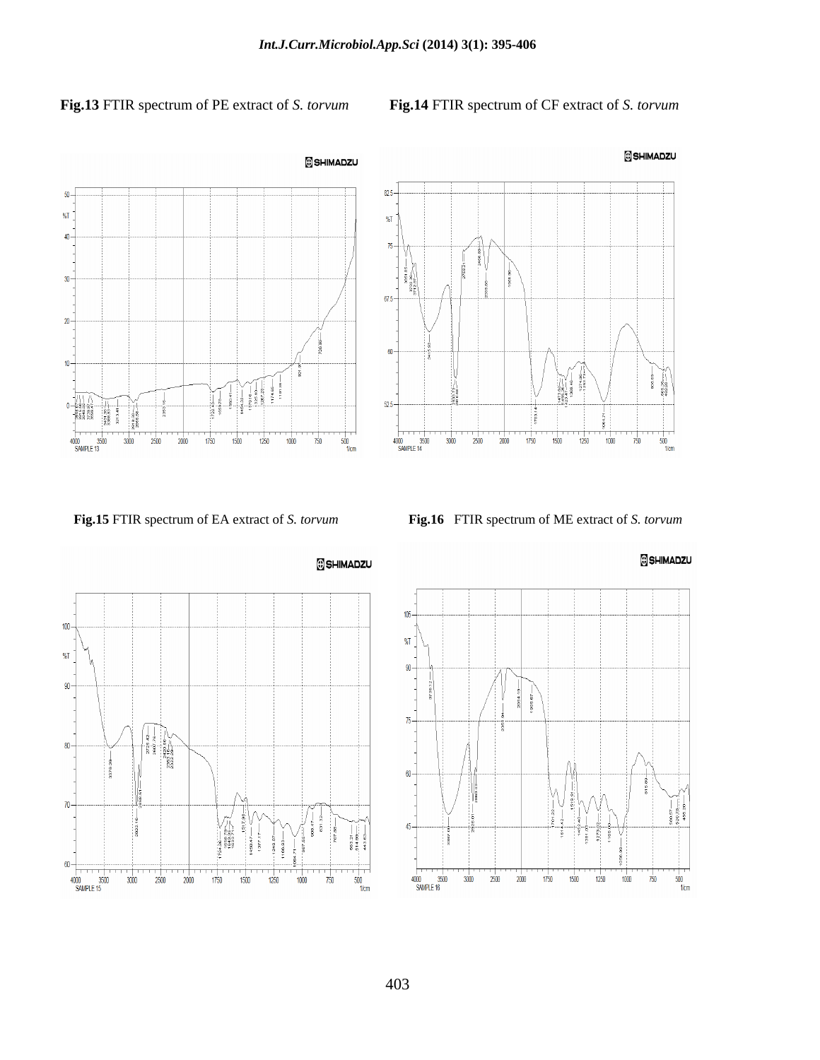**Fig.13** FTIR spectrum of PE extract of *S. torvum*

**Fig.14** FTIR spectrum of CF extract of *S. torvum*

**Fig.15** FTIR spectrum of EA extract of *S. torvum*

**Fig.16** FTIR spectrum of ME extract of *S. torvum*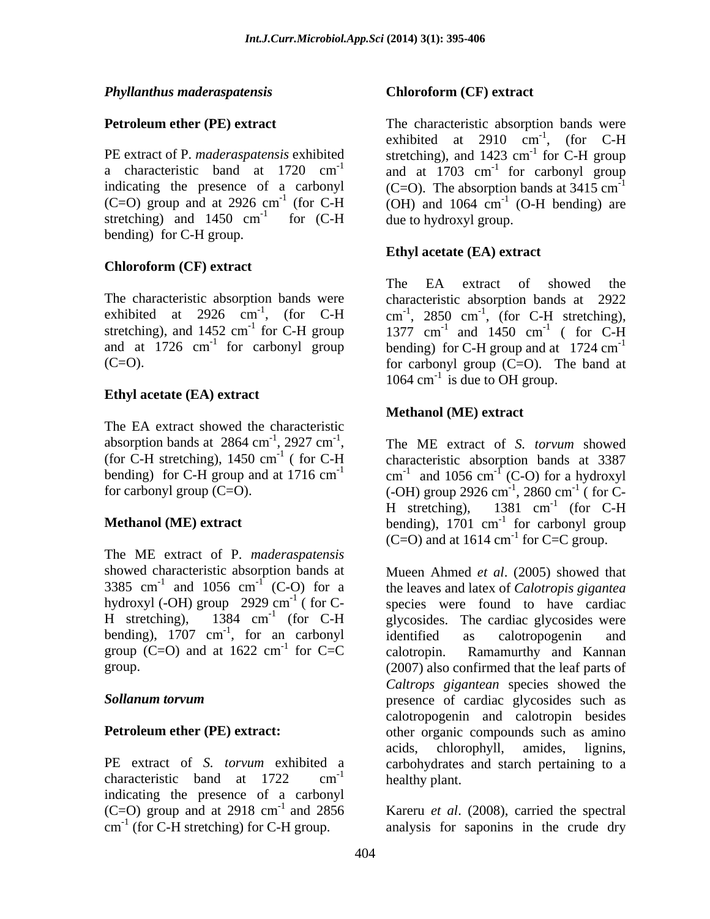### *Phyllanthus maderaspatensis*

**Petroleum ether (PE) extract**

PE extract of P. *maderaspatensis* exhibited a characteristic band at 1720 $cm^{-1}$ indicating the presence of a carbonyl (C=O) group and at 2926 $cm^{-1}$ (for C-H stretching) and 1450 $cm^{-1}$ for (C-H bending) for C-H group.

**Chloroform (CF) extract**

The characteristic absorption bands were exhibited at 2926 $cm^{-1}$, (for C-H stretching), and 1452 $cm^{-1}$ for C-H group and at 1726 $cm^{-1}$ for carbonyl group (C=O).

**Ethyl acetate (EA) extract**

The EA extract showed the characteristic absorption bands at 2864 $cm^{-1}$, 2927 $cm^{-1}$, (for C-H stretching), 1450 $cm^{-1}$ ( for C-H bending) for C-H group and at 1716 $cm^{-1}$ for carbonyl group (C=O).

**Methanol (ME) extract**

The ME extract of P. *maderaspatensis* showed characteristic absorption bands at 3385 $cm^{-1}$ and 1056 $cm^{-1}$ (C-O) for a hydroxyl (-OH) group 2929 $cm^{-1}$ ( for C-H stretching), 1384 $cm^{-1}$ (for C-H bending), 1707 $cm^{-1}$, for an carbonyl group (C=O) and at 1622 $cm^{-1}$ for C=C group.

### *Sollanum torvum*

**Petroleum ether (PE) extract:**

PE extract of *S. torvum* exhibited a characteristic band at 1722 $cm^{-1}$ indicating the presence of a carbonyl (C=O) group and at 2918 $cm^{-1}$ and 2856 $cm^{-1}$ (for C-H stretching) for C-H group.

**Chloroform (CF) extract**

The characteristic absorption bands were exhibited at 2910 $cm^{-1}$, (for C-H stretching), and 1423 $cm^{-1}$ for C-H group and at 1703 $cm^{-1}$ for carbonyl group (C=O). The absorption bands at 3415 $cm^{-1}$ (OH) and 1064 $cm^{-1}$ (O-H bending) are due to hydroxyl group.

**Ethyl acetate (EA) extract**

The EA extract of showed the characteristic absorption bands at 2922 $cm^{-1}$, 2850 $cm^{-1}$, (for C-H stretching), 1377 $cm^{-1}$ and 1450 $cm^{-1}$ ( for C-H bending) for C-H group and at 1724 $cm^{-1}$ for carbonyl group (C=O). The band at 1064 $cm^{-1}$ is due to OH group.

**Methanol (ME) extract**

The ME extract of *S. torvum* showed characteristic absorption bands at 3387 $cm^{-1}$ and 1056 $cm^{-1}$ (C-O) for a hydroxyl (-OH) group 2926 $cm^{-1}$, 2860 $cm^{-1}$ ( for C-H stretching), 1381 $cm^{-1}$ (for C-H bending), 1701 $cm^{-1}$ for carbonyl group (C=O) and at 1614 $cm^{-1}$ for C=C group.

Mueen Ahmed *et al*. (2005) showed that the leaves and latex of *Calotropis gigantea* species were found to have cardiac glycosides. The cardiac glycosides were identified as calotropogenin and calotropin. Ramamurthy and Kannan (2007) also confirmed that the leaf parts of *Caltrops gigantean* species showed the presence of cardiac glycosides such as calotropogenin and calotropin besides other organic compounds such as amino acids, chlorophyll, amides, lignins, carbohydrates and starch pertaining to a healthy plant.

Kareru *et al*. (2008), carried the spectral analysis for saponins in the crude dry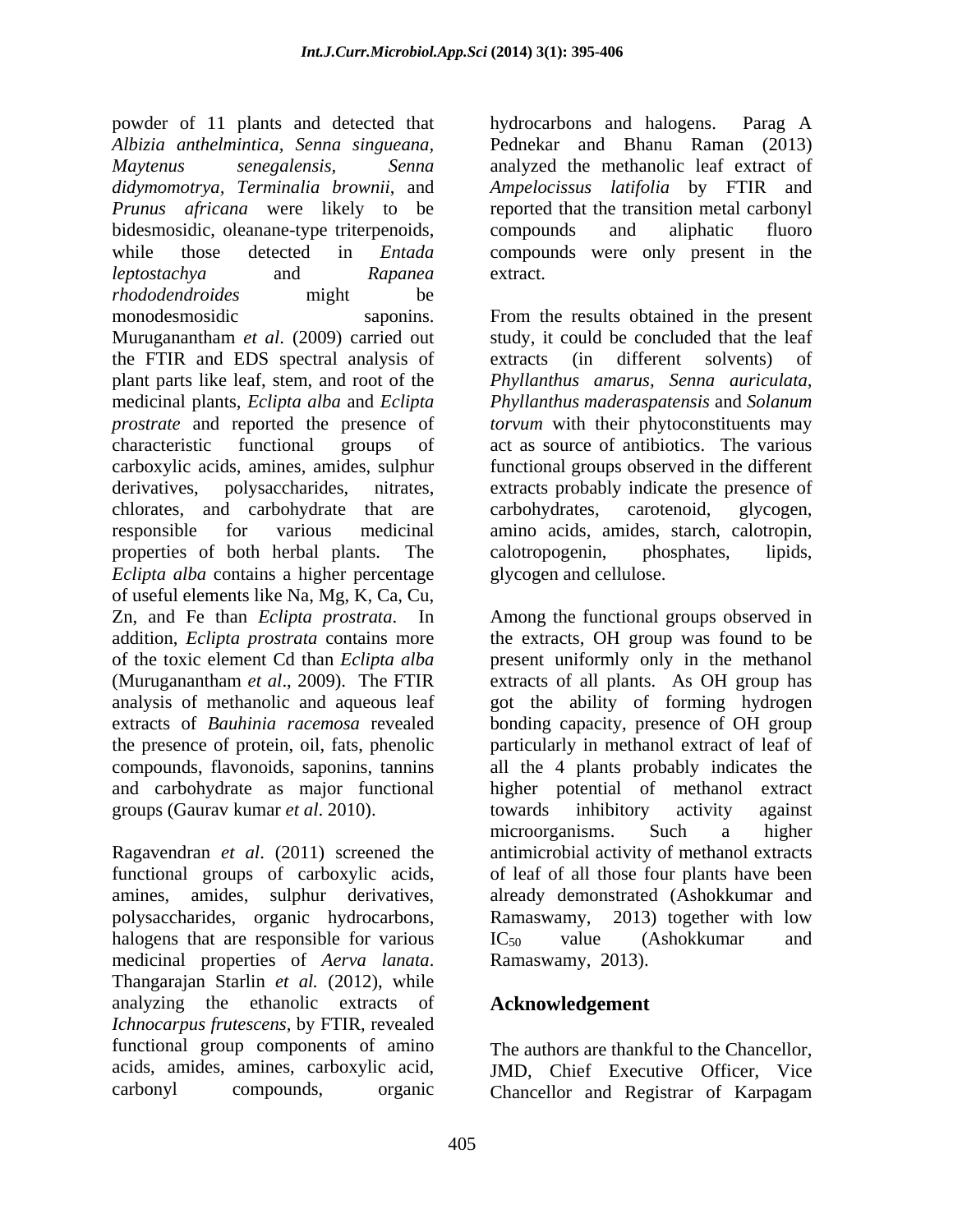powder of 11 plants and detected that *Albizia anthelmintica*, *Senna singueana*, *Maytenus senegalensis*, *Senna didymomotrya*, *Terminalia brownii*, and *Prunus africana* were likely to be bidesmosidic, oleanane-type triterpenoids, while those detected in *Entada leptostachya* and *Rapanea rhododendroides* might be monodesmosidic saponins. Muruganantham *et al*. (2009) carried out the FTIR and EDS spectral analysis of plant parts like leaf, stem, and root of the medicinal plants, *Eclipta alba* and *Eclipta prostrate* and reported the presence of characteristic functional groups of carboxylic acids, amines, amides, sulphur derivatives, polysaccharides, nitrates, chlorates, and carbohydrate that are responsible for various medicinal properties of both herbal plants. The *Eclipta alba* contains a higher percentage of useful elements like Na, Mg, K, Ca, Cu, Zn, and Fe than *Eclipta prostrata*. In addition, *Eclipta prostrata* contains more of the toxic element Cd than *Eclipta alba* (Muruganantham *et al*., 2009). The FTIR analysis of methanolic and aqueous leaf extracts of *Bauhinia racemosa* revealed the presence of protein, oil, fats, phenolic compounds, flavonoids, saponins, tannins and carbohydrate as major functional groups (Gaurav kumar *et al*. 2010).

Ragavendran *et al*. (2011) screened the functional groups of carboxylic acids, amines, amides, sulphur derivatives, polysaccharides, organic hydrocarbons, halogens that are responsible for various medicinal properties of *Aerva lanata*. Thangarajan Starlin *et al.* (2012), while analyzing the ethanolic extracts of *Ichnocarpus frutescens*, by FTIR, revealed functional group components of amino acids, amides, amines, carboxylic acid, carbonyl compounds, organic hydrocarbons and halogens. Parag A Pednekar and Bhanu Raman (2013) analyzed the methanolic leaf extract of *Ampelocissus latifolia* by FTIR and reported that the transition metal carbonyl compounds and aliphatic fluoro compounds were only present in the extract.

From the results obtained in the present study, it could be concluded that the leaf extracts (in different solvents) of *Phyllanthus amarus*, *Senna auriculata*, *Phyllanthus maderaspatensis* and *Solanum torvum* with their phytoconstituents may act as source of antibiotics. The various functional groups observed in the different extracts probably indicate the presence of carbohydrates, carotenoid, glycogen, amino acids, amides, starch, calotropin, calotropogenin, phosphates, lipids, glycogen and cellulose.

Among the functional groups observed in the extracts, OH group was found to be present uniformly only in the methanol extracts of all plants. As OH group has got the ability of forming hydrogen bonding capacity, presence of OH group particularly in methanol extract of leaf of all the 4 plants probably indicates the higher potential of methanol extract towards inhibitory activity against microorganisms. Such a higher antimicrobial activity of methanol extracts of leaf of all those four plants have been already demonstrated (Ashokkumar and Ramaswamy, 2013) together with low $IC_{50}$ value (Ashokkumar and Ramaswamy, 2013).

## Acknowledgement

The authors are thankful to the Chancellor, JMD, Chief Executive Officer, Vice Chancellor and Registrar of Karpagam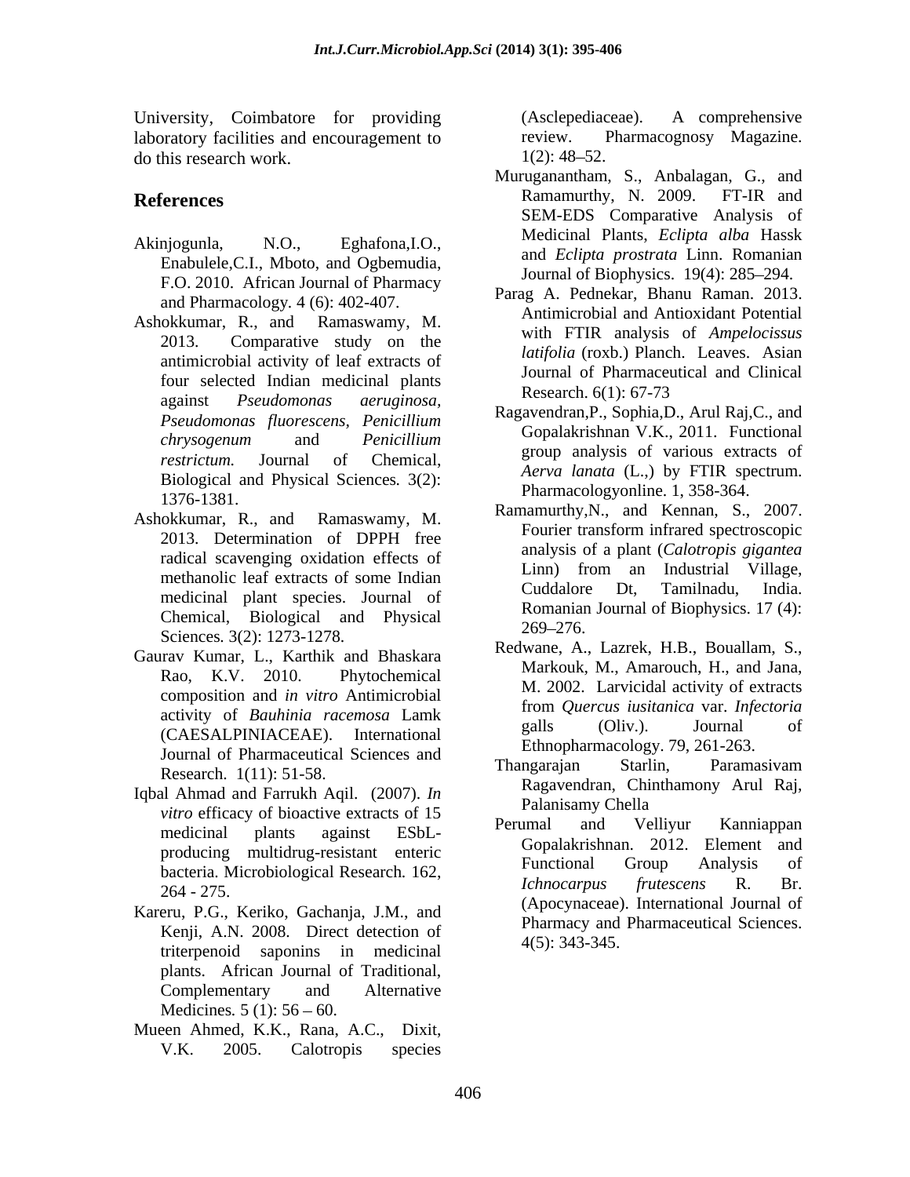University, Coimbatore for providing laboratory facilities and encouragement to do this research work.

## References

Akinjogunla, N.O., Eghafona,I.O., Enabulele,C.I., Mboto, and Ogbemudia, F.O. 2010. African Journal of Pharmacy and Pharmacology. 4 (6): 402-407.

Ashokkumar, R., and Ramaswamy, M. 2013. Comparative study on the antimicrobial activity of leaf extracts of four selected Indian medicinal plants against *Pseudomonas aeruginosa, Pseudomonas fluorescens, Penicillium chrysogenum* and *Penicillium restrictum.* Journal of Chemical, Biological and Physical Sciences. 3(2): 1376-1381.

Ashokkumar, R., and Ramaswamy, M. 2013. Determination of DPPH free radical scavenging oxidation effects of methanolic leaf extracts of some Indian medicinal plant species. Journal of Chemical, Biological and Physical Sciences. 3(2): 1273-1278.

Gaurav Kumar, L., Karthik and Bhaskara Rao, K.V. 2010. Phytochemical composition and *in vitro* Antimicrobial activity of *Bauhinia racemosa* Lamk (CAESALPINIACEAE). International Journal of Pharmaceutical Sciences and Research. 1(11): 51-58.

Iqbal Ahmad and Farrukh Aqil. (2007). *In vitro* efficacy of bioactive extracts of 15 medicinal plants against ESbL-producing multidrug-resistant enteric bacteria. Microbiological Research. 162, 264 - 275.

Kareru, P.G., Keriko, Gachanja, J.M., and Kenji, A.N. 2008. Direct detection of triterpenoid saponins in medicinal plants. African Journal of Traditional, Complementary and Alternative Medicines. 5 (1): 56 – 60.

Mueen Ahmed, K.K., Rana, A.C., Dixit, V.K. 2005. Calotropis species (Asclepediaceae). A comprehensive review. Pharmacognosy Magazine. 1(2): 48–52.

Muruganantham, S., Anbalagan, G., and Ramamurthy, N. 2009. FT-IR and SEM-EDS Comparative Analysis of Medicinal Plants, *Eclipta alba* Hassk and *Eclipta prostrata* Linn. Romanian Journal of Biophysics. 19(4): 285–294.

Parag A. Pednekar, Bhanu Raman. 2013. Antimicrobial and Antioxidant Potential with FTIR analysis of *Ampelocissus latifolia* (roxb.) Planch. Leaves. Asian Journal of Pharmaceutical and Clinical Research. 6(1): 67-73

Ragavendran,P., Sophia,D., Arul Raj,C., and Gopalakrishnan V.K., 2011. Functional group analysis of various extracts of *Aerva lanata* (L.,) by FTIR spectrum. Pharmacologyonline. 1, 358-364.

Ramamurthy,N., and Kennan, S., 2007. Fourier transform infrared spectroscopic analysis of a plant (*Calotropis gigantea* Linn) from an Industrial Village, Cuddalore Dt, Tamilnadu, India. Romanian Journal of Biophysics. 17 (4): 269–276.

Redwane, A., Lazrek, H.B., Bouallam, S., Markouk, M., Amarouch, H., and Jana, M. 2002. Larvicidal activity of extracts from *Quercus iusitanica* var. *Infectoria* galls (Oliv.). Journal of Ethnopharmacology. 79, 261-263.

Thangarajan Starlin, Paramasivam Ragavendran, Chinthamony Arul Raj, Palanisamy Chella Perumal and Velliyur Kanniappan Gopalakrishnan. 2012. Element and Functional Group Analysis of *Ichnocarpus frutescens* R. Br. (Apocynaceae). International Journal of Pharmacy and Pharmaceutical Sciences. 4(5): 343-345.